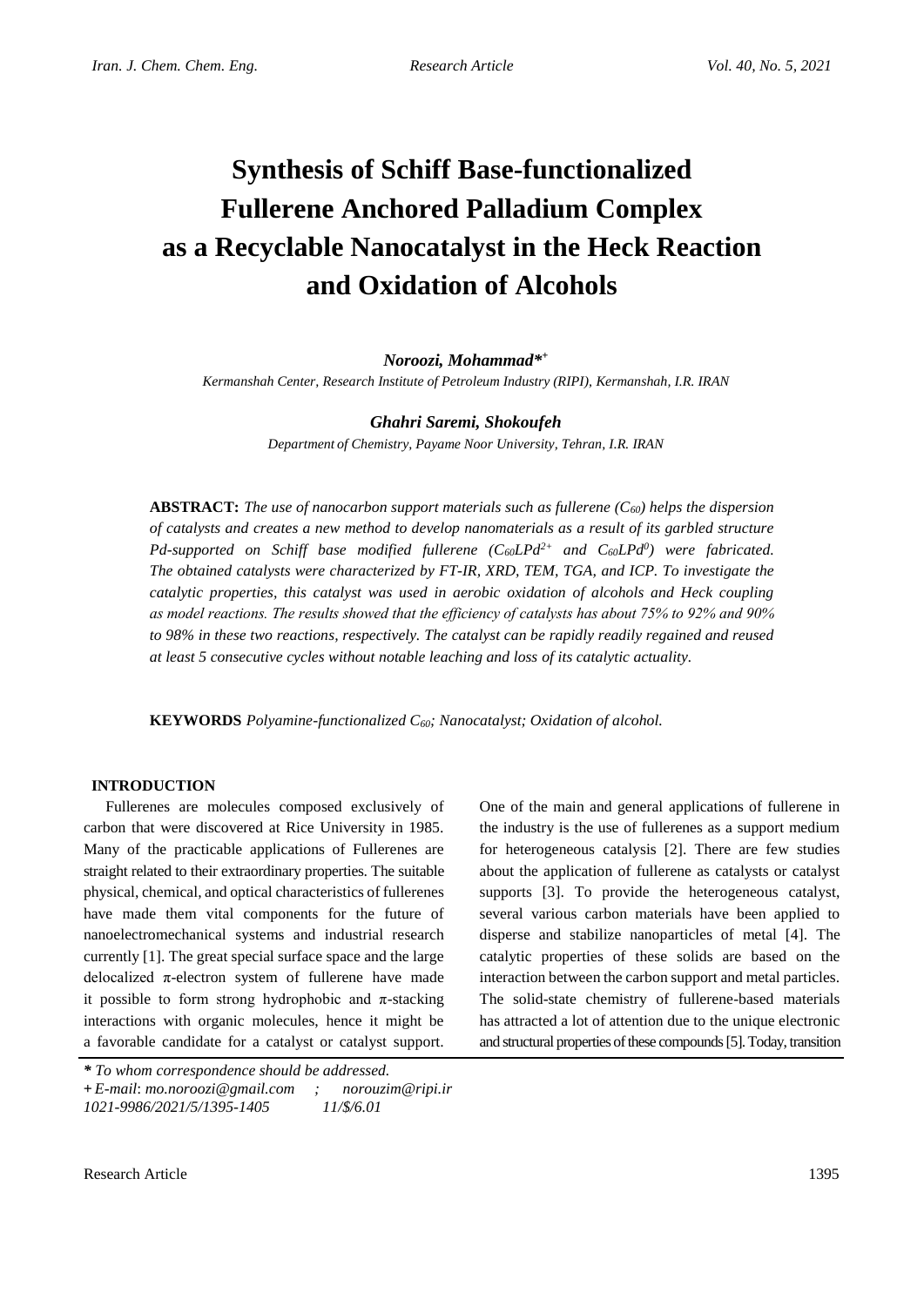# Synthesis of Schiff Base-functionalized Fullerene Anchored Palladium Complex as a Recyclable Nanocatalyst in the Heck Reaction and Oxidation of Alcohols

***Noroozi, Mohammad***[*+]

*Kermanshah Center, Research Institute of Petroleum Industry (RIPI), Kermanshah, I.R. IRAN*

***Ghahri Saremi, Shokoufeh***

*Department of Chemistry, Payame Noor University, Tehran, I.R. IRAN*

**ABSTRACT:** *The use of nanocarbon support materials such as fullerene ($C_{60}$) helps the dispersion of catalysts and creates a new method to develop nanomaterials as a result of its garbled structure Pd-supported on Schiff base modified fullerene ($C_{60}LPd^{2+}$ and $C_{60}LPd^{0}$) were fabricated. The obtained catalysts were characterized by FT-IR, XRD, TEM, TGA, and ICP. To investigate the catalytic properties, this catalyst was used in aerobic oxidation of alcohols and Heck coupling as model reactions. The results showed that the efficiency of catalysts has about 75% to 92% and 90% to 98% in these two reactions, respectively. The catalyst can be rapidly readily regained and reused at least 5 consecutive cycles without notable leaching and loss of its catalytic actuality.*

**KEYWORDS** *Polyamine-functionalized $C_{60}$; Nanocatalyst; Oxidation of alcohol.*

## INTRODUCTION

Fullerenes are molecules composed exclusively of carbon that were discovered at Rice University in 1985. Many of the practicable applications of Fullerenes are straight related to their extraordinary properties. The suitable physical, chemical, and optical characteristics of fullerenes have made them vital components for the future of nanoelectromechanical systems and industrial research currently [1]. The great special surface space and the large delocalized π-electron system of fullerene have made it possible to form strong hydrophobic and π-stacking interactions with organic molecules, hence it might be a favorable candidate for a catalyst or catalyst support. One of the main and general applications of fullerene in the industry is the use of fullerenes as a support medium for heterogeneous catalysis [2]. There are few studies about the application of fullerene as catalysts or catalyst supports [3]. To provide the heterogeneous catalyst, several various carbon materials have been applied to disperse and stabilize nanoparticles of metal [4]. The catalytic properties of these solids are based on the interaction between the carbon support and metal particles. The solid-state chemistry of fullerene-based materials has attracted a lot of attention due to the unique electronic and structural properties of these compounds [5]. Today, transition

*\* To whom correspondence should be addressed.*
*+ E-mail: mo.noroozi@gmail.com ; norouzim@ripi.ir*
*1021-9986/2021/5/1395-1405 11/$/6.01*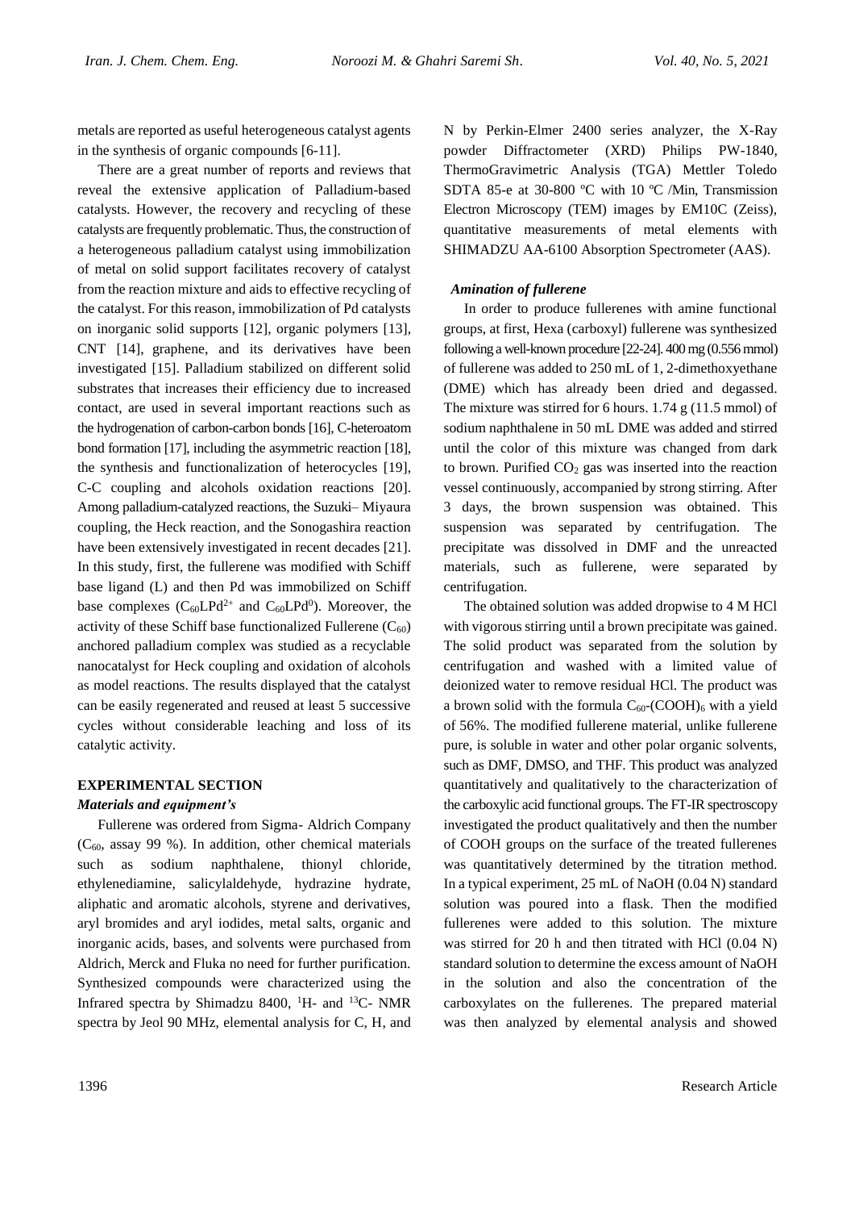metals are reported as useful heterogeneous catalyst agents in the synthesis of organic compounds [6-11].

There are a great number of reports and reviews that reveal the extensive application of Palladium-based catalysts. However, the recovery and recycling of these catalysts are frequently problematic. Thus, the construction of a heterogeneous palladium catalyst using immobilization of metal on solid support facilitates recovery of catalyst from the reaction mixture and aids to effective recycling of the catalyst. For this reason, immobilization of Pd catalysts on inorganic solid supports [12], organic polymers [13], CNT [14], graphene, and its derivatives have been investigated [15]. Palladium stabilized on different solid substrates that increases their efficiency due to increased contact, are used in several important reactions such as the hydrogenation of carbon-carbon bonds [16], C-heteroatom bond formation [17], including the asymmetric reaction [18], the synthesis and functionalization of heterocycles [19], C-C coupling and alcohols oxidation reactions [20]. Among palladium-catalyzed reactions, the Suzuki– Miyaura coupling, the Heck reaction, and the Sonogashira reaction have been extensively investigated in recent decades [21]. In this study, first, the fullerene was modified with Schiff base ligand (L) and then Pd was immobilized on Schiff base complexes ($C_{60}LPd^{2+}$ and $C_{60}LPd^{0}$). Moreover, the activity of these Schiff base functionalized Fullerene ($C_{60}$) anchored palladium complex was studied as a recyclable nanocatalyst for Heck coupling and oxidation of alcohols as model reactions. The results displayed that the catalyst can be easily regenerated and reused at least 5 successive cycles without considerable leaching and loss of its catalytic activity.

## EXPERIMENTAL SECTION

### *Materials and equipment's*

Fullerene was ordered from Sigma- Aldrich Company ($C_{60}$, assay 99 %). In addition, other chemical materials such as sodium naphthalene, thionyl chloride, ethylenediamine, salicylaldehyde, hydrazine hydrate, aliphatic and aromatic alcohols, styrene and derivatives, aryl bromides and aryl iodides, metal salts, organic and inorganic acids, bases, and solvents were purchased from Aldrich, Merck and Fluka no need for further purification. Synthesized compounds were characterized using the Infrared spectra by Shimadzu 8400, $^{1}H$- and $^{13}C$- NMR spectra by Jeol 90 MHz, elemental analysis for C, H, and N by Perkin-Elmer 2400 series analyzer, the X-Ray powder Diffractometer (XRD) Philips PW-1840, ThermoGravimetric Analysis (TGA) Mettler Toledo SDTA 85-e at 30-800 ºC with 10 ºC /Min, Transmission Electron Microscopy (TEM) images by EM10C (Zeiss), quantitative measurements of metal elements with SHIMADZU AA-6100 Absorption Spectrometer (AAS).

### *Amination of fullerene*

In order to produce fullerenes with amine functional groups, at first, Hexa (carboxyl) fullerene was synthesized following a well-known procedure [22-24]. 400 mg (0.556 mmol) of fullerene was added to 250 mL of 1, 2-dimethoxyethane (DME) which has already been dried and degassed. The mixture was stirred for 6 hours. 1.74 g (11.5 mmol) of sodium naphthalene in 50 mL DME was added and stirred until the color of this mixture was changed from dark to brown. Purified $CO_2$ gas was inserted into the reaction vessel continuously, accompanied by strong stirring. After 3 days, the brown suspension was obtained. This suspension was separated by centrifugation. The precipitate was dissolved in DMF and the unreacted materials, such as fullerene, were separated by centrifugation.

The obtained solution was added dropwise to 4 M HCl with vigorous stirring until a brown precipitate was gained. The solid product was separated from the solution by centrifugation and washed with a limited value of deionized water to remove residual HCl. The product was a brown solid with the formula $C_{60}$-$(COOH)_6$ with a yield of 56%. The modified fullerene material, unlike fullerene pure, is soluble in water and other polar organic solvents, such as DMF, DMSO, and THF. This product was analyzed quantitatively and qualitatively to the characterization of the carboxylic acid functional groups. The FT-IR spectroscopy investigated the product qualitatively and then the number of COOH groups on the surface of the treated fullerenes was quantitatively determined by the titration method. In a typical experiment, 25 mL of NaOH (0.04 N) standard solution was poured into a flask. Then the modified fullerenes were added to this solution. The mixture was stirred for 20 h and then titrated with HCl (0.04 N) standard solution to determine the excess amount of NaOH in the solution and also the concentration of the carboxylates on the fullerenes. The prepared material was then analyzed by elemental analysis and showed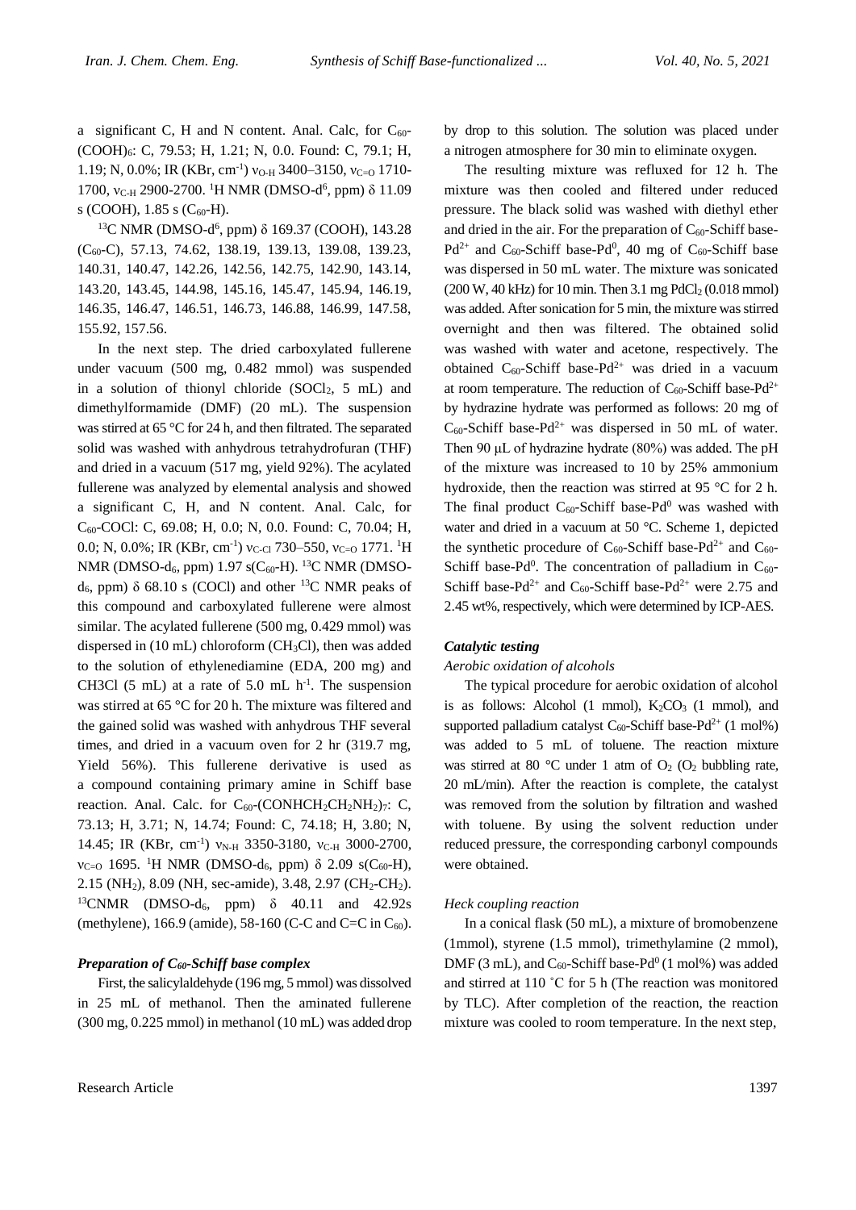a significant C, H and N content. Anal. Calc, for $C_{60}$-$(COOH)_6$: C, 79.53; H, 1.21; N, 0.0. Found: C, 79.1; H, 1.19; N, 0.0%; IR (KBr, $cm^{-1}$) $\nu_{O-H}$ 3400–3150, $\nu_{C=O}$ 1710-1700, $\nu_{C-H}$ 2900-2700. $^1H$ NMR (DMSO-$d^6$, ppm) δ 11.09 s (COOH), 1.85 s ($C_{60}$-H).

$^{13}C$ NMR (DMSO-$d^6$, ppm) δ 169.37 (COOH), 143.28 ($C_{60}$-C), 57.13, 74.62, 138.19, 139.13, 139.08, 139.23, 140.31, 140.47, 142.26, 142.56, 142.75, 142.90, 143.14, 143.20, 143.45, 144.98, 145.16, 145.47, 145.94, 146.19, 146.35, 146.47, 146.51, 146.73, 146.88, 146.99, 147.58, 155.92, 157.56.

In the next step. The dried carboxylated fullerene under vacuum (500 mg, 0.482 mmol) was suspended in a solution of thionyl chloride ($SOCl_2$, 5 mL) and dimethylformamide (DMF) (20 mL). The suspension was stirred at 65 °C for 24 h, and then filtrated. The separated solid was washed with anhydrous tetrahydrofuran (THF) and dried in a vacuum (517 mg, yield 92%). The acylated fullerene was analyzed by elemental analysis and showed a significant C, H, and N content. Anal. Calc, for $C_{60}$-COCl: C, 69.08; H, 0.0; N, 0.0. Found: C, 70.04; H, 0.0; N, 0.0%; IR (KBr, $cm^{-1}$) $\nu_{C-Cl}$ 730–550, $\nu_{C=O}$ 1771. $^1H$ NMR (DMSO-$d_6$, ppm) 1.97 s($C_{60}$-H). $^{13}C$ NMR (DMSO-$d_6$, ppm) δ 68.10 s (COCl) and other $^{13}C$ NMR peaks of this compound and carboxylated fullerene were almost similar. The acylated fullerene (500 mg, 0.429 mmol) was dispersed in (10 mL) chloroform ($CH_3Cl$), then was added to the solution of ethylenediamine (EDA, 200 mg) and CH3Cl (5 mL) at a rate of 5.0 mL $h^{-1}$. The suspension was stirred at 65 °C for 20 h. The mixture was filtered and the gained solid was washed with anhydrous THF several times, and dried in a vacuum oven for 2 hr (319.7 mg, Yield 56%). This fullerene derivative is used as a compound containing primary amine in Schiff base reaction. Anal. Calc. for $C_{60}$-$(CONHCH_2CH_2NH_2)_7$: C, 73.13; H, 3.71; N, 14.74; Found: C, 74.18; H, 3.80; N, 14.45; IR (KBr, $cm^{-1}$) $\nu_{N-H}$ 3350-3180, $\nu_{C-H}$ 3000-2700, $\nu_{C=O}$ 1695. $^1H$ NMR (DMSO-$d_6$, ppm) δ 2.09 s($C_{60}$-H), 2.15 ($NH_2$), 8.09 (NH, sec-amide), 3.48, 2.97 ($CH_2$-$CH_2$). $^{13}C$NMR (DMSO-$d_6$, ppm) δ 40.11 and 42.92s (methylene), 166.9 (amide), 58-160 (C-C and C=C in $C_{60}$).

### *Preparation of $C_{60}$-Schiff base complex*

First, the salicylaldehyde (196 mg, 5 mmol) was dissolved in 25 mL of methanol. Then the aminated fullerene (300 mg, 0.225 mmol) in methanol (10 mL) was added drop by drop to this solution. The solution was placed under a nitrogen atmosphere for 30 min to eliminate oxygen.

The resulting mixture was refluxed for 12 h. The mixture was then cooled and filtered under reduced pressure. The black solid was washed with diethyl ether and dried in the air. For the preparation of $C_{60}$-Schiff base-$Pd^{2+}$ and $C_{60}$-Schiff base-$Pd^0$, 40 mg of $C_{60}$-Schiff base was dispersed in 50 mL water. The mixture was sonicated (200 W, 40 kHz) for 10 min. Then 3.1 mg $PdCl_2$ (0.018 mmol) was added. After sonication for 5 min, the mixture was stirred overnight and then was filtered. The obtained solid was washed with water and acetone, respectively. The obtained $C_{60}$-Schiff base-$Pd^{2+}$ was dried in a vacuum at room temperature. The reduction of $C_{60}$-Schiff base-$Pd^{2+}$ by hydrazine hydrate was performed as follows: 20 mg of $C_{60}$-Schiff base-$Pd^{2+}$ was dispersed in 50 mL of water. Then 90 μL of hydrazine hydrate (80%) was added. The pH of the mixture was increased to 10 by 25% ammonium hydroxide, then the reaction was stirred at 95 °C for 2 h. The final product $C_{60}$-Schiff base-$Pd^0$ was washed with water and dried in a vacuum at 50 °C. Scheme 1, depicted the synthetic procedure of $C_{60}$-Schiff base-$Pd^{2+}$ and $C_{60}$-Schiff base-$Pd^0$. The concentration of palladium in $C_{60}$-Schiff base-$Pd^{2+}$ and $C_{60}$-Schiff base-$Pd^{2+}$ were 2.75 and 2.45 wt%, respectively, which were determined by ICP-AES.

### *Catalytic testing*

#### *Aerobic oxidation of alcohols*

The typical procedure for aerobic oxidation of alcohol is as follows: Alcohol (1 mmol), $K_2CO_3$ (1 mmol), and supported palladium catalyst $C_{60}$-Schiff base-$Pd^{2+}$ (1 mol%) was added to 5 mL of toluene. The reaction mixture was stirred at 80 °C under 1 atm of $O_2$ ($O_2$ bubbling rate, 20 mL/min). After the reaction is complete, the catalyst was removed from the solution by filtration and washed with toluene. By using the solvent reduction under reduced pressure, the corresponding carbonyl compounds were obtained.

#### *Heck coupling reaction*

In a conical flask (50 mL), a mixture of bromobenzene (1mmol), styrene (1.5 mmol), trimethylamine (2 mmol), DMF (3 mL), and $C_{60}$-Schiff base-$Pd^0$ (1 mol%) was added and stirred at 110 ˚C for 5 h (The reaction was monitored by TLC). After completion of the reaction, the reaction mixture was cooled to room temperature. In the next step,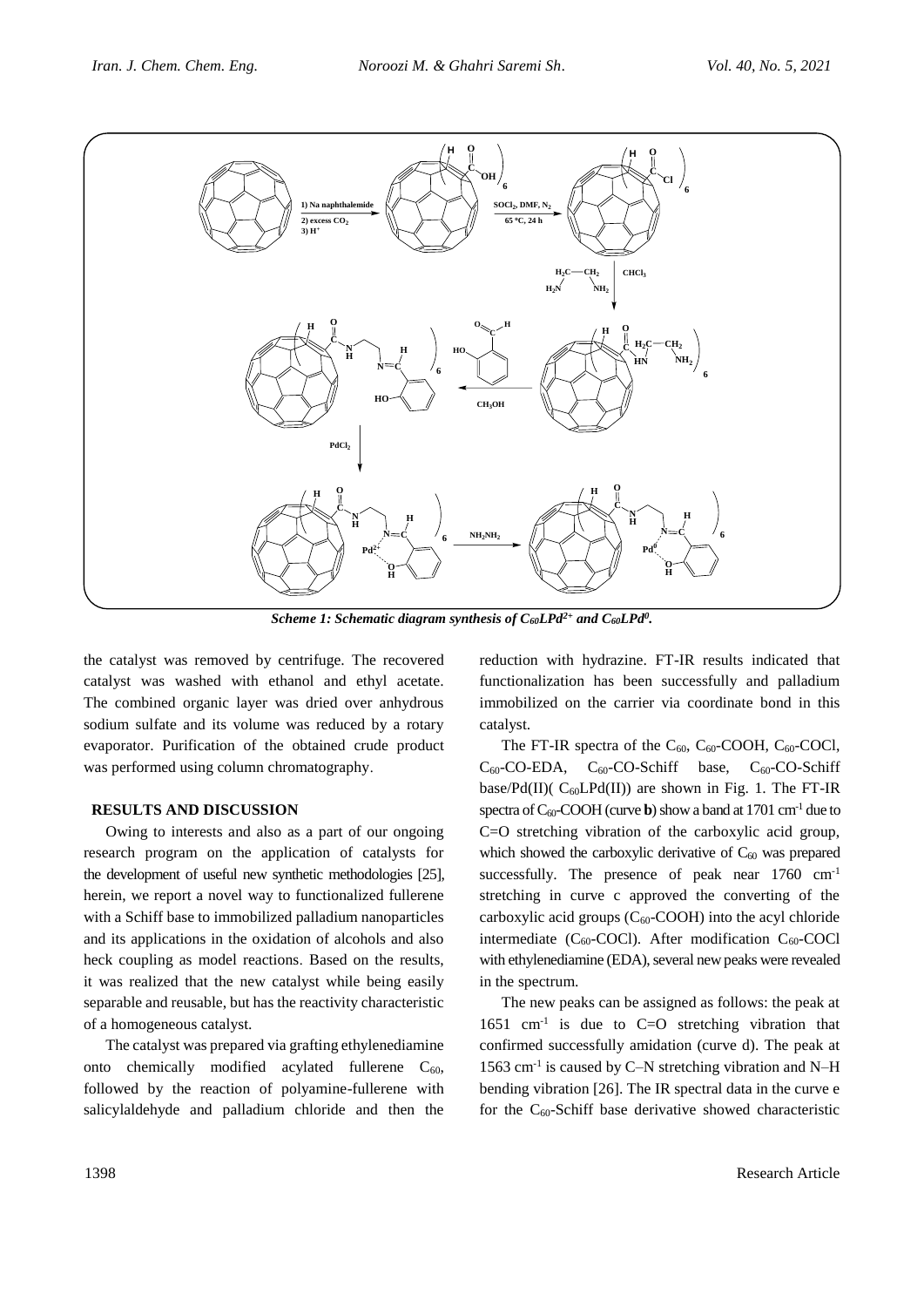*Scheme 1: Schematic diagram synthesis of $C_{60}LPd^{2+}$ and $C_{60}LPd^{0}$.*

the catalyst was removed by centrifuge. The recovered catalyst was washed with ethanol and ethyl acetate. The combined organic layer was dried over anhydrous sodium sulfate and its volume was reduced by a rotary evaporator. Purification of the obtained crude product was performed using column chromatography.

## RESULTS AND DISCUSSION

Owing to interests and also as a part of our ongoing research program on the application of catalysts for the development of useful new synthetic methodologies [25], herein, we report a novel way to functionalized fullerene with a Schiff base to immobilized palladium nanoparticles and its applications in the oxidation of alcohols and also heck coupling as model reactions. Based on the results, it was realized that the new catalyst while being easily separable and reusable, but has the reactivity characteristic of a homogeneous catalyst.

The catalyst was prepared via grafting ethylenediamine onto chemically modified acylated fullerene $C_{60}$, followed by the reaction of polyamine-fullerene with salicylaldehyde and palladium chloride and then the reduction with hydrazine. FT-IR results indicated that functionalization has been successfully and palladium immobilized on the carrier via coordinate bond in this catalyst.

The FT-IR spectra of the $C_{60}$, $C_{60}$-COOH, $C_{60}$-COCl, $C_{60}$-CO-EDA, $C_{60}$-CO-Schiff base, $C_{60}$-CO-Schiff base/Pd(II)( $C_{60}$LPd(II)) are shown in Fig. 1. The FT-IR spectra of $C_{60}$-COOH (curve **b**) show a band at 1701 $cm^{-1}$ due to C=O stretching vibration of the carboxylic acid group, which showed the carboxylic derivative of $C_{60}$ was prepared successfully. The presence of peak near 1760 $cm^{-1}$ stretching in curve c approved the converting of the carboxylic acid groups ($C_{60}$-COOH) into the acyl chloride intermediate ($C_{60}$-COCl). After modification $C_{60}$-COCl with ethylenediamine (EDA), several new peaks were revealed in the spectrum.

The new peaks can be assigned as follows: the peak at 1651 $cm^{-1}$ is due to C=O stretching vibration that confirmed successfully amidation (curve d). The peak at 1563 $cm^{-1}$ is caused by C–N stretching vibration and N–H bending vibration [26]. The IR spectral data in the curve e for the $C_{60}$-Schiff base derivative showed characteristic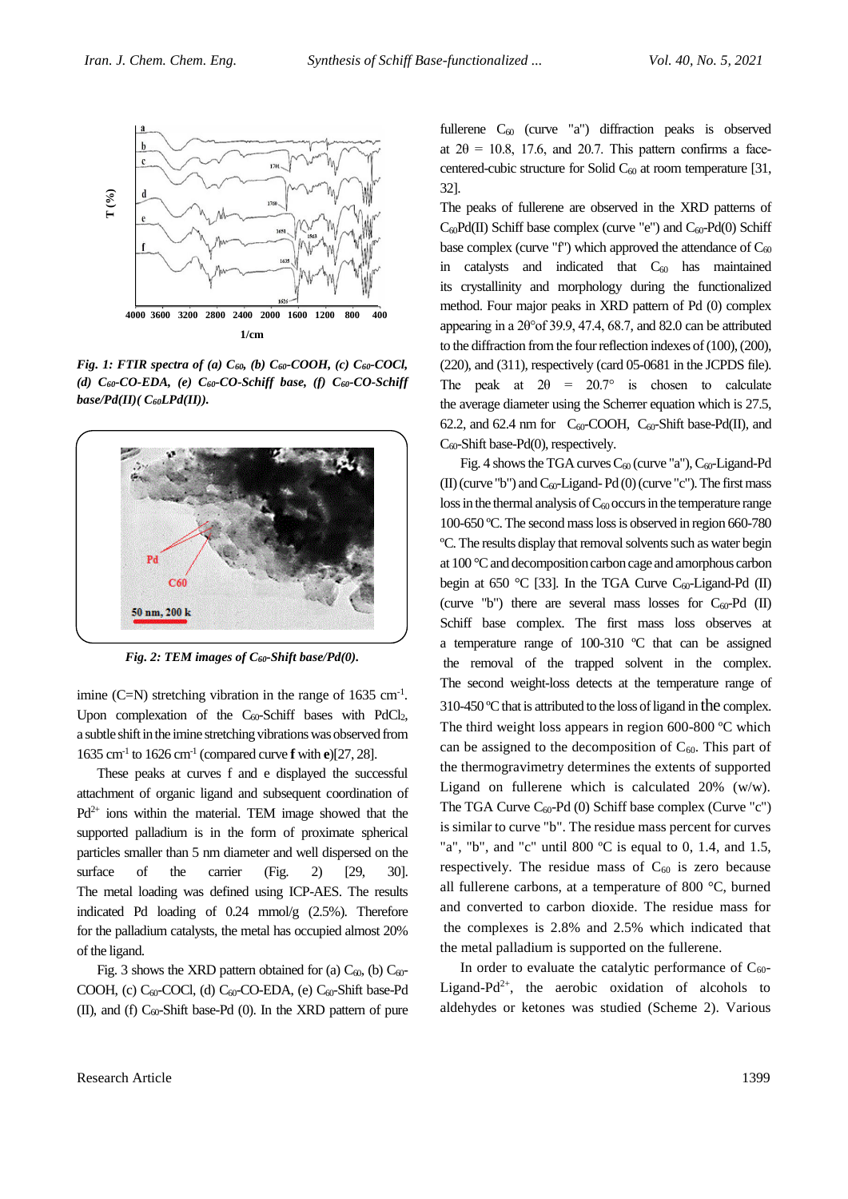*Fig. 1: FTIR spectra of (a) $C_{60}$, (b) $C_{60}$-COOH, (c) $C_{60}$-COCl, (d) $C_{60}$-CO-EDA, (e) $C_{60}$-CO-Schiff base, (f) $C_{60}$-CO-Schiff base/Pd(II)( $C_{60}$LPd(II)).*

*Fig. 2: TEM images of $C_{60}$-Shift base/Pd(0).*

imine (C=N) stretching vibration in the range of 1635 $cm^{-1}$. Upon complexation of the $C_{60}$-Schiff bases with $PdCl_2$, a subtle shift in the imine stretching vibrations was observed from 1635 $cm^{-1}$ to 1626 $cm^{-1}$ (compared curve **f** with **e**)[27, 28].

These peaks at curves f and e displayed the successful attachment of organic ligand and subsequent coordination of $Pd^{2+}$ ions within the material. TEM image showed that the supported palladium is in the form of proximate spherical particles smaller than 5 nm diameter and well dispersed on the surface of the carrier (Fig. 2) [29, 30]. The metal loading was defined using ICP-AES. The results indicated Pd loading of 0.24 mmol/g (2.5%). Therefore for the palladium catalysts, the metal has occupied almost 20% of the ligand.

Fig. 3 shows the XRD pattern obtained for (a) $C_{60}$, (b) $C_{60}$-COOH, (c) $C_{60}$-COCl, (d) $C_{60}$-CO-EDA, (e) $C_{60}$-Shift base-Pd (II), and (f) $C_{60}$-Shift base-Pd (0). In the XRD pattern of pure fullerene $C_{60}$ (curve "a") diffraction peaks is observed at $2\theta$ = 10.8, 17.6, and 20.7. This pattern confirms a face-centered-cubic structure for Solid $C_{60}$ at room temperature [31, 32].

The peaks of fullerene are observed in the XRD patterns of $C_{60}$Pd(II) Schiff base complex (curve "e") and $C_{60}$-Pd(0) Schiff base complex (curve "f") which approved the attendance of $C_{60}$ in catalysts and indicated that $C_{60}$ has maintained its crystallinity and morphology during the functionalized method. Four major peaks in XRD pattern of Pd (0) complex appearing in a 2θ°of 39.9, 47.4, 68.7, and 82.0 can be attributed to the diffraction from the four reflection indexes of (100), (200), (220), and (311), respectively (card 05-0681 in the JCPDS file). The peak at $2\theta$ = 20.7° is chosen to calculate the average diameter using the Scherrer equation which is 27.5, 62.2, and 62.4 nm for $C_{60}$-COOH, $C_{60}$-Shift base-Pd(II), and $C_{60}$-Shift base-Pd(0), respectively.

Fig. 4 shows the TGA curves $C_{60}$ (curve "a"), $C_{60}$-Ligand-Pd (II) (curve "b") and $C_{60}$-Ligand- Pd (0) (curve "c"). The first mass loss in the thermal analysis of $C_{60}$ occurs in the temperature range 100-650 ºC. The second mass loss is observed in region 660-780 ºC. The results display that removal solvents such as water begin at 100 °C and decomposition carbon cage and amorphous carbon begin at 650 °C [33]. In the TGA Curve $C_{60}$-Ligand-Pd (II) (curve "b") there are several mass losses for $C_{60}$-Pd (II) Schiff base complex. The first mass loss observes at a temperature range of 100-310 ºC that can be assigned the removal of the trapped solvent in the complex. The second weight-loss detects at the temperature range of 310-450 ºC that is attributed to the loss of ligand in the complex. The third weight loss appears in region 600-800 ºC which can be assigned to the decomposition of $C_{60}$. This part of the thermogravimetry determines the extent of supported Ligand on fullerene which is calculated 20% (w/w). The TGA Curve $C_{60}$-Pd (0) Schiff base complex (Curve "c") is similar to curve "b". The residue mass percent for curves "a", "b", and "c" until 800 ºC is equal to 0, 1.4, and 1.5, respectively. The residue mass of $C_{60}$ is zero because all fullerene carbons, at a temperature of 800 °C, burned and converted to carbon dioxide. The residue mass for the complexes is 2.8% and 2.5% which indicated that the metal palladium is supported on the fullerene.

In order to show the catalytic performance of $C_{60}$-Ligand-$Pd^{2+}$, the aerobic oxidation of alcohols to aldehydes or ketones was studied (Scheme 2). Various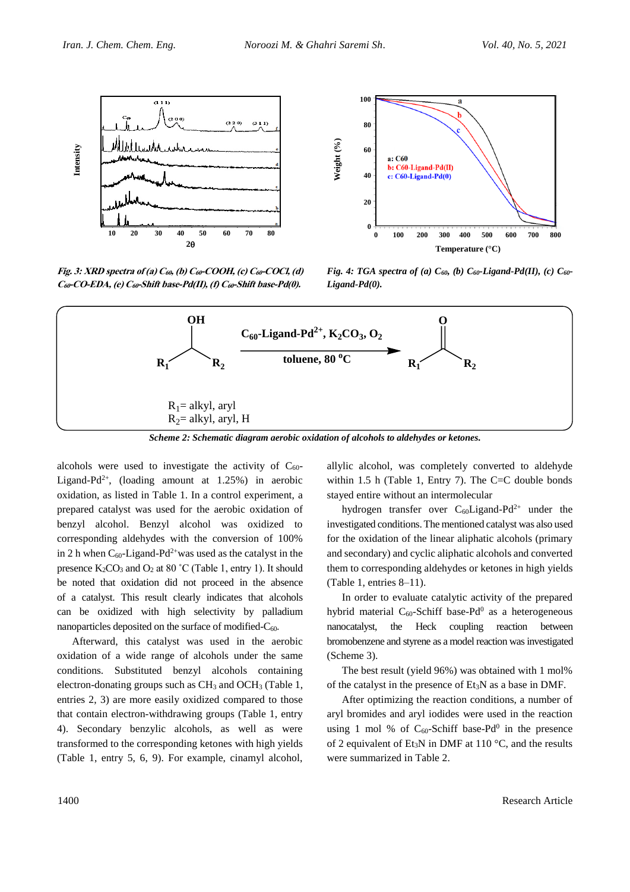*Fig. 3: XRD spectra of (a) $C_{60}$, (b) $C_{60}$-COOH, (c) $C_{60}$-COCl, (d) $C_{60}$-CO-EDA, (e) $C_{60}$-Shift base-Pd(II), (f) $C_{60}$-Shift base-Pd(0).*

*Fig. 4: TGA spectra of (a) $C_{60}$, (b) $C_{60}$-Ligand-Pd(II), (c) $C_{60}$-Ligand-Pd(0).*

$$R_1C(OH)R_2 \xrightarrow[\text{toluene, 80 °C}]{C_{60}\text{-Ligand-}Pd^{2+},\ K_2CO_3,\ O_2} R_1C(O)R_2$$

$R_1$= alkyl, aryl
$R_2$= alkyl, aryl, H

*Scheme 2: Schematic diagram aerobic oxidation of alcohols to aldehydes or ketones.*

alcohols were used to investigate the activity of $C_{60}$-Ligand-$Pd^{2+}$, (loading amount at 1.25%) in aerobic oxidation, as listed in Table 1. In a control experiment, a prepared catalyst was used for the aerobic oxidation of benzyl alcohol. Benzyl alcohol was oxidized to corresponding aldehydes with the conversion of 100% in 2 h when $C_{60}$-Ligand-$Pd^{2+}$was used as the catalyst in the presence $K_2CO_3$ and $O_2$ at 80 ˚C (Table 1, entry 1). It should be noted that oxidation did not proceed in the absence of a catalyst. This result clearly indicates that alcohols can be oxidized with high selectivity by palladium nanoparticles deposited on the surface of modified-$C_{60}$.

Afterward, this catalyst was used in the aerobic oxidation of a wide range of alcohols under the same conditions. Substituted benzyl alcohols containing electron-donating groups such as $CH_3$ and $OCH_3$ (Table 1, entries 2, 3) are more easily oxidized compared to those that contain electron-withdrawing groups (Table 1, entry 4). Secondary benzylic alcohols, as well as were transformed to the corresponding ketones with high yields (Table 1, entry 5, 6, 9). For example, cinamyl alcohol, allylic alcohol, was completely converted to aldehyde within 1.5 h (Table 1, Entry 7). The C=C double bonds stayed entire without an intermolecular

hydrogen transfer over $C_{60}$Ligand-$Pd^{2+}$ under the investigated conditions. The mentioned catalyst was also used for the oxidation of the linear aliphatic alcohols (primary and secondary) and cyclic aliphatic alcohols and converted them to corresponding aldehydes or ketones in high yields (Table 1, entries 8–11).

In order to evaluate catalytic activity of the prepared hybrid material $C_{60}$-Schiff base-$Pd^0$ as a heterogeneous nanocatalyst, the Heck coupling reaction between bromobenzene and styrene as a model reaction was investigated (Scheme 3).

The best result (yield 96%) was obtained with 1 mol% of the catalyst in the presence of $Et_3N$ as a base in DMF.

After optimizing the reaction conditions, a number of aryl bromides and aryl iodides were used in the reaction using 1 mol % of $C_{60}$-Schiff base-$Pd^0$ in the presence of 2 equivalent of $Et_3N$ in DMF at 110 °C, and the results were summarized in Table 2.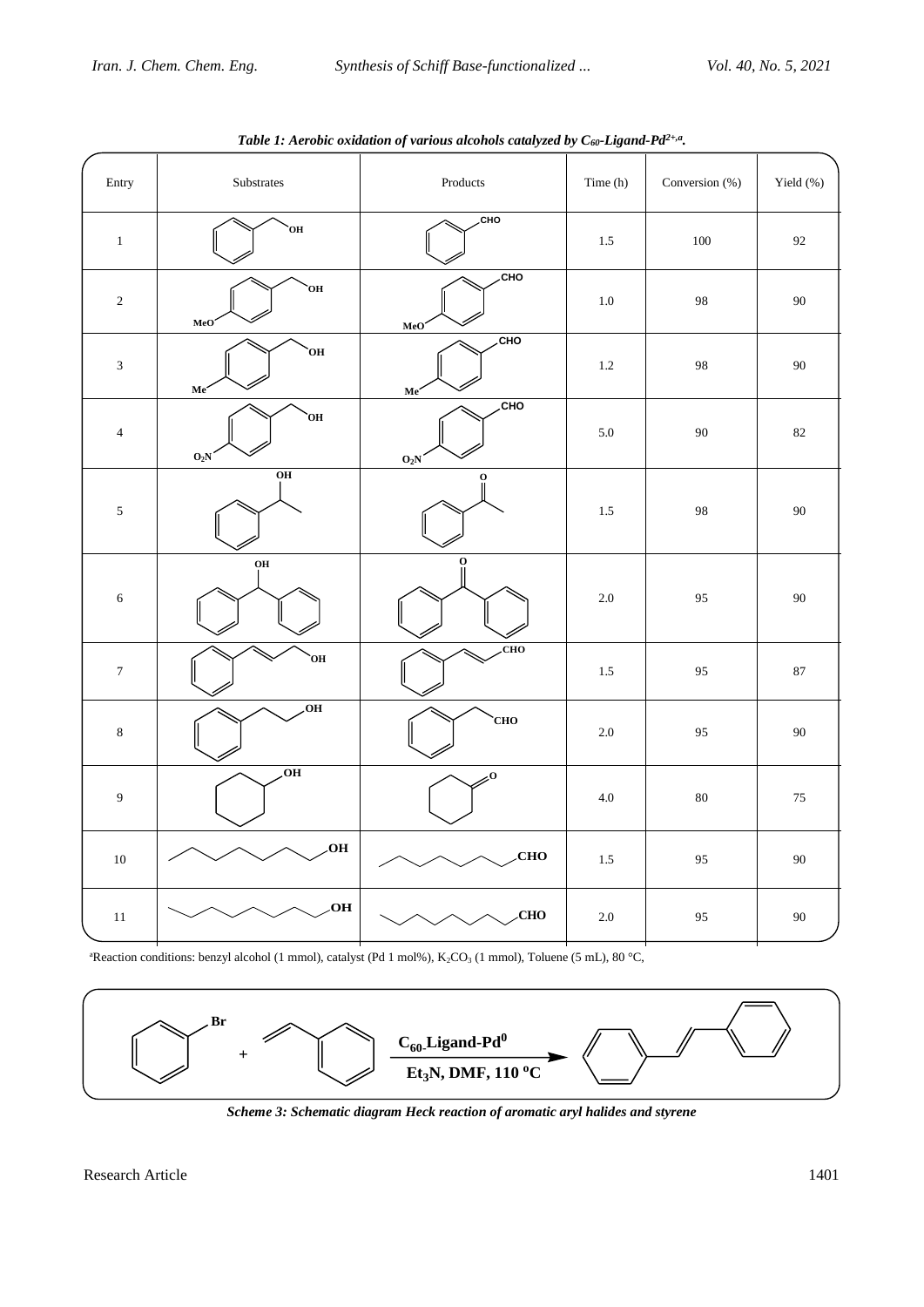*Table 1: Aerobic oxidation of various alcohols catalyzed by $C_{60}$-Ligand-$Pd^{2+,a}$.*

| Entry | Substrates | Products | Time (h) | Conversion (%) | Yield (%) |
|---|---|---|---|---|---|
| 1 | Benzyl alcohol (PhCH$_2$OH) | PhCHO | 1.5 | 100 | 92 |
| 2 | 4-MeO-C$_6$H$_4$CH$_2$OH | 4-MeO-C$_6$H$_4$CHO | 1.0 | 98 | 90 |
| 3 | 4-Me-C$_6$H$_4$CH$_2$OH | 4-Me-C$_6$H$_4$CHO | 1.2 | 98 | 90 |
| 4 | 4-$O_2N$-C$_6$H$_4$CH$_2$OH | 4-$O_2N$-C$_6$H$_4$CHO | 5.0 | 90 | 82 |
| 5 | PhCH(OH)CH$_3$ | PhC(O)CH$_3$ | 1.5 | 98 | 90 |
| 6 | Ph$_2$CHOH | Ph$_2$C=O | 2.0 | 95 | 90 |
| 7 | PhCH=CHCH$_2$OH | PhCH=CHCHO | 1.5 | 95 | 87 |
| 8 | PhCH$_2$CH$_2$OH | PhCH$_2$CHO | 2.0 | 95 | 90 |
| 9 | Cyclohexanol | Cyclohexanone | 4.0 | 80 | 75 |
| 10 | CH$_3$(CH$_2$)$_7$CH$_2$OH | CH$_3$(CH$_2$)$_7$CHO | 1.5 | 95 | 90 |
| 11 | CH$_3$(CH$_2$)$_8$CH$_2$OH | CH$_3$(CH$_2$)$_8$CHO | 2.0 | 95 | 90 |

[a]Reaction conditions: benzyl alcohol (1 mmol), catalyst (Pd 1 mol%), $K_2CO_3$ (1 mmol), Toluene (5 mL), 80 °C,

PhBr + PhCH=CH$_2$ $\xrightarrow[\text{Et}_3\text{N, DMF, 110 °C}]{C_{60}\text{-Ligand-Pd}^0}$ PhCH=CHPh

*Scheme 3: Schematic diagram Heck reaction of aromatic aryl halides and styrene*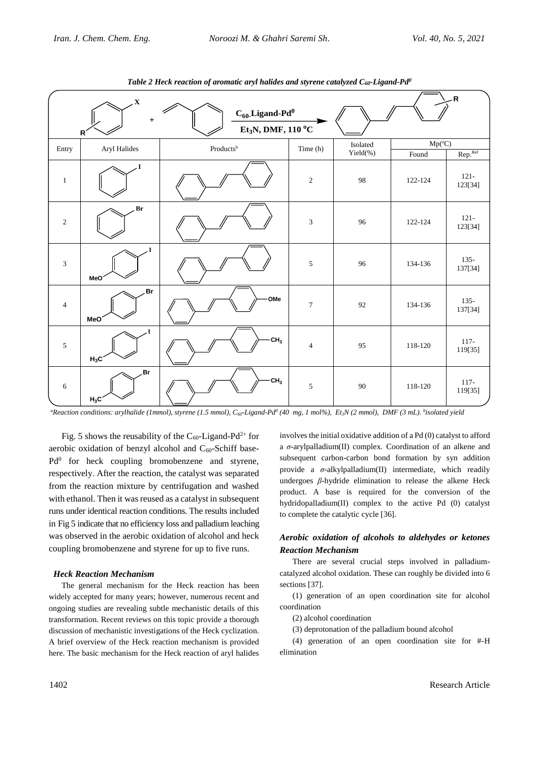*Table 2 Heck reaction of aromatic aryl halides and styrene catalyzed $C_{60}$-Ligand-$Pd^0$*

Reaction scheme: Aryl halide (X, R) + styrene → ($C_{60}$-Ligand-$Pd^0$, $Et_3N$, DMF, 110 °C) → R-substituted stilbene

| Entry | Aryl Halides | Products[b] | Time (h) | Isolated Yield(%) | Mp(°C) | |
|---|---|---|---|---|---|---|
| | | | | | Found | Rep.[Ref] |
| 1 | Iodobenzene | Stilbene | 2 | 98 | 122-124 | 121-123[34] |
| 2 | Bromobenzene | Stilbene | 3 | 96 | 122-124 | 121-123[34] |
| 3 | 4-Iodoanisole (MeO) | Stilbene | 5 | 96 | 134-136 | 135-137[34] |
| 4 | 4-Bromoanisole (MeO) | 4-Methoxystilbene (OMe) | 7 | 92 | 134-136 | 135-137[34] |
| 5 | 4-Iodotoluene ($H_3C$) | 4-Methylstilbene ($CH_3$) | 4 | 95 | 118-120 | 117-119[35] |
| 6 | 4-Bromotoluene ($H_3C$) | 4-Methylstilbene ($CH_3$) | 5 | 90 | 118-120 | 117-119[35] |

[a]Reaction conditions: arylhalide (1mmol), styrene (1.5 mmol), $C_{60}$-Ligand-$Pd^0$ (40 mg, 1 mol%), $Et_3N$ (2 mmol), DMF (3 mL). [b]isolated yield

Fig. 5 shows the reusability of the $C_{60}$-Ligand-$Pd^{2+}$ for aerobic oxidation of benzyl alcohol and $C_{60}$-Schiff base-$Pd^0$ for heck coupling bromobenzene and styrene, respectively. After the reaction, the catalyst was separated from the reaction mixture by centrifugation and washed with ethanol. Then it was reused as a catalyst in subsequent runs under identical reaction conditions. The results included in Fig 5 indicate that no efficiency loss and palladium leaching was observed in the aerobic oxidation of alcohol and heck coupling bromobenzene and styrene for up to five runs.

### *Heck Reaction Mechanism*

The general mechanism for the Heck reaction has been widely accepted for many years; however, numerous recent and ongoing studies are revealing subtle mechanistic details of this transformation. Recent reviews on this topic provide a thorough discussion of mechanistic investigations of the Heck cyclization. A brief overview of the Heck reaction mechanism is provided here. The basic mechanism for the Heck reaction of aryl halides involves the initial oxidative addition of a Pd (0) catalyst to afford a $\sigma$-arylpalladium(II) complex. Coordination of an alkene and subsequent carbon-carbon bond formation by syn addition provide a $\sigma$-alkylpalladium(II) intermediate, which readily undergoes $\beta$-hydride elimination to release the alkene Heck product. A base is required for the conversion of the hydridopalladium(II) complex to the active Pd (0) catalyst to complete the catalytic cycle [36].

### *Aerobic oxidation of alcohols to aldehydes or ketones Reaction Mechanism*

There are several crucial steps involved in palladium-catalyzed alcohol oxidation. These can roughly be divided into 6 sections [37].

(1) generation of an open coordination site for alcohol coordination

(2) alcohol coordination

(3) deprotonation of the palladium bound alcohol

(4) generation of an open coordination site for #-H elimination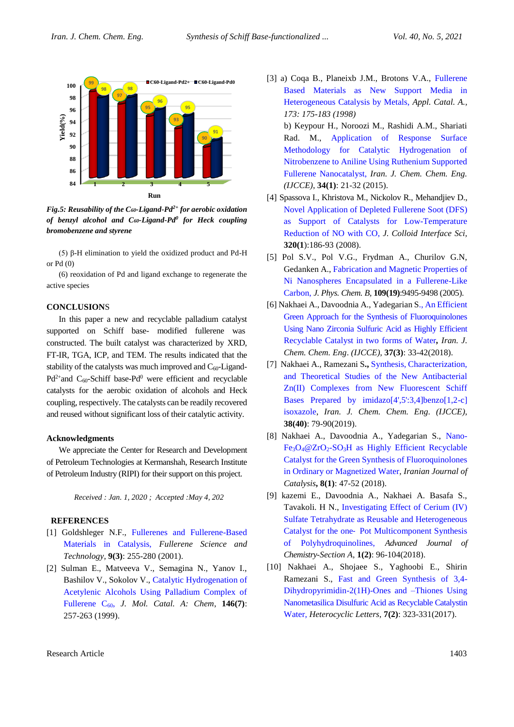*Fig.5: Reusability of the $C_{60}$-Ligand-$Pd^{2+}$ for aerobic oxidation of benzyl alcohol and $C_{60}$-Ligand-$Pd^0$ for Heck coupling bromobenzene and styrene*

(5) β-H elimination to yield the oxidized product and Pd-H or Pd (0)

(6) reoxidation of Pd and ligand exchange to regenerate the active species

## CONCLUSIONS

In this paper a new and recyclable palladium catalyst supported on Schiff base- modified fullerene was constructed. The built catalyst was characterized by XRD, FT-IR, TGA, ICP, and TEM. The results indicated that the stability of the catalysts was much improved and $C_{60}$-Ligand-$Pd^{2+}$and $C_{60}$-Schiff base-$Pd^0$ were efficient and recyclable catalysts for the aerobic oxidation of alcohols and Heck coupling, respectively. The catalysts can be readily recovered and reused without significant loss of their catalytic activity.

## Acknowledgments

We appreciate the Center for Research and Development of Petroleum Technologies at Kermanshah, Research Institute of Petroleum Industry (RIPI) for their support on this project.

*Received : Jan. 1, 2020 ; Accepted :May 4, 202*

## REFERENCES

[1] Goldshleger N.F., Fullerenes and Fullerene-Based Materials in Catalysis, *Fullerene Science and Technology*, **9(3)**: 255-280 (2001).

[2] Sulman E., Matveeva V., Semagina N., Yanov I., Bashilov V., Sokolov V., Catalytic Hydrogenation of Acetylenic Alcohols Using Palladium Complex of Fullerene $C_{60}$, *J. Mol. Catal. A: Chem*, **146(7)**: 257-263 (1999).

[3] a) Coqa B., Planeixb J.M., Brotons V.A., Fullerene Based Materials as New Support Media in Heterogeneous Catalysis by Metals, *Appl. Catal. A., 173: 175-183 (1998)*

b) Keypour H., Noroozi M., Rashidi A.M., Shariati Rad. M., Application of Response Surface Methodology for Catalytic Hydrogenation of Nitrobenzene to Aniline Using Ruthenium Supported Fullerene Nanocatalyst, *Iran. J. Chem. Chem. Eng. (IJCCE)*, **34(1)**: 21-32 (2015).

[4] Spassova I., Khristova M., Nickolov R., Mehandjiev D., Novel Application of Depleted Fullerene Soot (DFS) as Support of Catalysts for Low-Temperature Reduction of NO with CO, *J. Colloid Interface Sci*, **320(1)**:186-93 (2008).

[5] Pol S.V., Pol V.G., Frydman A., Churilov G.N, Gedanken A., Fabrication and Magnetic Properties of Ni Nanospheres Encapsulated in a Fullerene-Like Carbon, *J. Phys. Chem. B*, **109(19)**:9495-9498 (2005).

[6] Nakhaei A., Davoodnia A., Yadegarian S., An Efficient Green Approach for the Synthesis of Fluoroquinolones Using Nano Zirconia Sulfuric Acid as Highly Efficient Recyclable Catalyst in two forms of Water**,** *Iran. J. Chem. Chem. Eng. (IJCCE)*, **37(3)**: 33-42(2018).

[7] Nakhaei A., Ramezani S**.,** Synthesis, Characterization, and Theoretical Studies of the New Antibacterial Zn(II) Complexes from New Fluorescent Schiff Bases Prepared by imidazo[4',5':3,4]benzo[1,2-c] isoxazole, *Iran. J. Chem. Chem. Eng. (IJCCE)*, **38(40)**: 79-90(2019).

[8] Nakhaei A., Davoodnia A., Yadegarian S., Nano-$Fe_3O_4$@$ZrO_2$-$SO_3H$ as Highly Efficient Recyclable Catalyst for the Green Synthesis of Fluoroquinolones in Ordinary or Magnetized Water, *Iranian Journal of Catalysis***, 8(1)**: 47-52 (2018).

[9] kazemi E., Davoodnia A., Nakhaei A. Basafa S., Tavakoli. H N., Investigating Effect of Cerium (IV) Sulfate Tetrahydrate as Reusable and Heterogeneous Catalyst for the one- Pot Multicomponent Synthesis of Polyhydroquinolines, *Advanced Journal of Chemistry-Section A*, **1(2)**: 96-104(2018).

[10] Nakhaei A., Shojaee S., Yaghoobi E., Shirin Ramezani S., Fast and Green Synthesis of 3,4-Dihydropyrimidin-2(1H)-Ones and –Thiones Using Nanometasilica Disulfuric Acid as Recyclable Catalystin Water, *Heterocyclic Letters*, **7(2)**: 323-331(2017).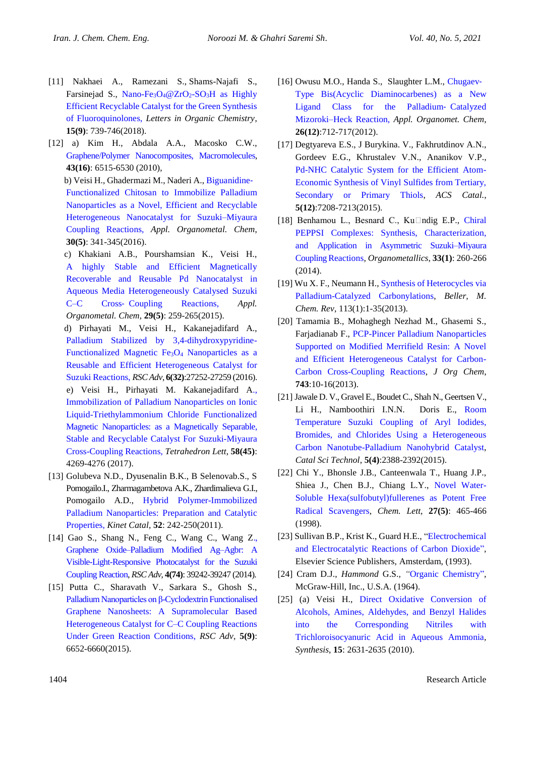[11] Nakhaei A., Ramezani S., Shams-Najafi S., Farsinejad S., Nano-$Fe_3O_4$@$ZrO_2$-$SO_3H$ as Highly Efficient Recyclable Catalyst for the Green Synthesis of Fluoroquinolones, *Letters in Organic Chemistry*, **15(9)**: 739-746(2018).

[12] a) Kim H., Abdala A.A., Macosko C.W., Graphene/Polymer Nanocomposites, Macromolecules, **43(16)**: 6515-6530 (2010),

b) Veisi H., Ghadermazi M., Naderi A., Biguanidine-Functionalized Chitosan to Immobilize Palladium Nanoparticles as a Novel, Efficient and Recyclable Heterogeneous Nanocatalyst for Suzuki–Miyaura Coupling Reactions, *Appl. Organometal. Chem*, **30(5)**: 341-345(2016).

c) Khakiani A.B., Pourshamsian K., Veisi H., A highly Stable and Efficient Magnetically Recoverable and Reusable Pd Nanocatalyst in Aqueous Media Heterogeneously Catalysed Suzuki C–C Cross- Coupling Reactions, *Appl. Organometal. Chem*, **29(5)**: 259-265(2015).

d) Pirhayati M., Veisi H., Kakanejadifard A., Palladium Stabilized by 3,4-dihydroxypyridine-Functionalized Magnetic $Fe_3O_4$ Nanoparticles as a Reusable and Efficient Heterogeneous Catalyst for Suzuki Reactions, *RSC Adv*, **6(32)**:27252-27259 (2016).

e) Veisi H., Pirhayati M. Kakanejadifard A., Immobilization of Palladium Nanoparticles on Ionic Liquid-Triethylammonium Chloride Functionalized Magnetic Nanoparticles: as a Magnetically Separable, Stable and Recyclable Catalyst For Suzuki-Miyaura Cross-Coupling Reactions, *Tetrahedron Lett*, **58(45)**: 4269-4276 (2017).

[13] Golubeva N.D., Dyusenalin B.K., B Selenovab.S., S Pomogailo.I., Zharmagambetova A.K., Zhardimalieva G.I., Pomogailo A.D., Hybrid Polymer-Immobilized Palladium Nanoparticles: Preparation and Catalytic Properties, *Kinet Catal*, **52**: 242-250(2011).

[14] Gao S., Shang N., Feng C., Wang C., Wang Z., Graphene Oxide–Palladium Modified Ag–Agbr: A Visible-Light-Responsive Photocatalyst for the Suzuki Coupling Reaction, *RSC Adv*, **4(74)**: 39242-39247 (2014).

[15] Putta C., Sharavath V., Sarkara S., Ghosh S., Palladium Nanoparticles on β-Cyclodextrin Functionalised Graphene Nanosheets: A Supramolecular Based Heterogeneous Catalyst for C–C Coupling Reactions Under Green Reaction Conditions, *RSC Adv*, **5(9)**: 6652-6660(2015).

[16] Owusu M.O., Handa S., Slaughter L.M., Chugaev-Type Bis(Acyclic Diaminocarbenes) as a New Ligand Class for the Palladium- Catalyzed Mizoroki–Heck Reaction, *Appl. Organomet. Chem*, **26(12)**:712-717(2012).

[17] Degtyareva E.S., J Burykina. V., Fakhrutdinov A.N., Gordeev E.G., Khrustalev V.N., Ananikov V.P., Pd-NHC Catalytic System for the Efficient Atom-Economic Synthesis of Vinyl Sulfides from Tertiary, Secondary or Primary Thiols, *ACS Catal.*, **5(12)**:7208-7213(2015).

[18] Benhamou L., Besnard C., Ku□ndig E.P., Chiral PEPPSI Complexes: Synthesis, Characterization, and Application in Asymmetric Suzuki–Miyaura Coupling Reactions, *Organometallics*, **33(1)**: 260-266 (2014).

[19] Wu X. F., Neumann H., Synthesis of Heterocycles via Palladium-Catalyzed Carbonylations, *Beller, M. Chem. Rev*, 113(1):1-35(2013).

[20] Tamamia B., Mohaghegh Nezhad M., Ghasemi S., Farjadianab F., PCP-Pincer Palladium Nanoparticles Supported on Modified Merrifield Resin: A Novel and Efficient Heterogeneous Catalyst for Carbon-Carbon Cross-Coupling Reactions, *J Org Chem*, **743**:10-16(2013).

[21] Jawale D. V., Gravel E., Boudet C., Shah N., Geertsen V., Li H., Namboothiri I.N.N. Doris E., Room Temperature Suzuki Coupling of Aryl Iodides, Bromides, and Chlorides Using a Heterogeneous Carbon Nanotube-Palladium Nanohybrid Catalyst, *Catal Sci Technol*, **5(4)**:2388-2392(2015).

[22] Chi Y., Bhonsle J.B., Canteenwala T., Huang J.P., Shiea J., Chen B.J., Chiang L.Y., Novel Water-Soluble Hexa(sulfobutyl)fullerenes as Potent Free Radical Scavengers, *Chem. Lett*, **27(5)**: 465-466 (1998).

[23] Sullivan B.P., Krist K., Guard H.E., "Electrochemical and Electrocatalytic Reactions of Carbon Dioxide", Elsevier Science Publishers, Amsterdam, (1993).

[24] Cram D.J., *Hammond* G.S., "Organic Chemistry", McGraw-Hill, Inc., U.S.A. (1964).

[25] (a) Veisi H., Direct Oxidative Conversion of Alcohols, Amines, Aldehydes, and Benzyl Halides into the Corresponding Nitriles with Trichloroisocyanuric Acid in Aqueous Ammonia, *Synthesis*, **15**: 2631-2635 (2010).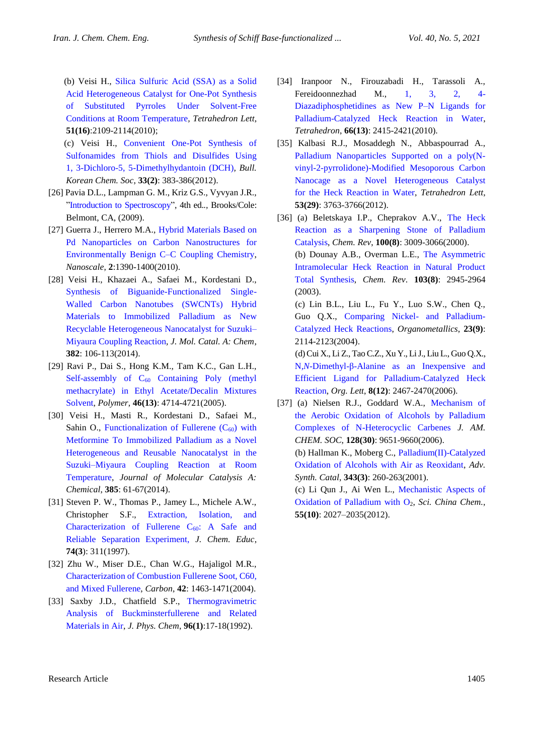(b) Veisi H., Silica Sulfuric Acid (SSA) as a Solid Acid Heterogeneous Catalyst for One-Pot Synthesis of Substituted Pyrroles Under Solvent-Free Conditions at Room Temperature, *Tetrahedron Lett*, **51(16)**:2109-2114(2010);

(c) Veisi H., Convenient One-Pot Synthesis of Sulfonamides from Thiols and Disulfides Using 1, 3-Dichloro-5, 5-Dimethylhydantoin (DCH), *Bull. Korean Chem. Soc*, **33(2)**: 383-386(2012).

[26] Pavia D.L., Lampman G. M., Kriz G.S., Vyvyan J.R., "Introduction to Spectroscopy", 4th ed., Brooks/Cole: Belmont, CA, (2009).

[27] Guerra J., Herrero M.A., Hybrid Materials Based on Pd Nanoparticles on Carbon Nanostructures for Environmentally Benign C–C Coupling Chemistry, *Nanoscale*, **2**:1390-1400(2010).

[28] Veisi H., Khazaei A., Safaei M., Kordestani D., Synthesis of Biguanide-Functionalized Single-Walled Carbon Nanotubes (SWCNTs) Hybrid Materials to Immobilized Palladium as New Recyclable Heterogeneous Nanocatalyst for Suzuki–Miyaura Coupling Reaction, *J. Mol. Catal. A: Chem*, **382**: 106-113(2014).

[29] Ravi P., Dai S., Hong K.M., Tam K.C., Gan L.H., Self-assembly of $C_{60}$ Containing Poly (methyl methacrylate) in Ethyl Acetate/Decalin Mixtures Solvent, *Polymer*, **46(13)**: 4714-4721(2005).

[30] Veisi H., Masti R., Kordestani D., Safaei M., Sahin O., Functionalization of Fullerene ($C_{60}$) with Metformine To Immobilized Palladium as a Novel Heterogeneous and Reusable Nanocatalyst in the Suzuki–Miyaura Coupling Reaction at Room Temperature, *Journal of Molecular Catalysis A: Chemical*, **385**: 61-67(2014).

[31] Steven P. W., Thomas P., Jamey L., Michele A.W., Christopher S.F., Extraction, Isolation, and Characterization of Fullerene $C_{60}$: A Safe and Reliable Separation Experiment, *J. Chem. Educ*, **74(3)**: 311(1997).

[32] Zhu W., Miser D.E., Chan W.G., Hajaligol M.R., Characterization of Combustion Fullerene Soot, C60, and Mixed Fullerene, *Carbon*, **42**: 1463-1471(2004).

[33] Saxby J.D., Chatfield S.P., Thermogravimetric Analysis of Buckminsterfullerene and Related Materials in Air, *J. Phys. Chem*, **96(1)**:17-18(1992).

[34] Iranpoor N., Firouzabadi H., Tarassoli A., Fereidoonnezhad M., 1, 3, 2, 4-Diazadiphosphetidines as New P–N Ligands for Palladium-Catalyzed Heck Reaction in Water, *Tetrahedron*, **66(13)**: 2415-2421(2010).

[35] Kalbasi R.J., Mosaddegh N., Abbaspourrad A., Palladium Nanoparticles Supported on a poly(N-vinyl-2-pyrrolidone)-Modified Mesoporous Carbon Nanocage as a Novel Heterogeneous Catalyst for the Heck Reaction in Water, *Tetrahedron Lett*, **53(29)**: 3763-3766(2012).

[36] (a) Beletskaya I.P., Cheprakov A.V., The Heck Reaction as a Sharpening Stone of Palladium Catalysis, *Chem. Rev*, **100(8)**: 3009-3066(2000).

(b) Dounay A.B., Overman L.E., The Asymmetric Intramolecular Heck Reaction in Natural Product Total Synthesis, *Chem. Rev*. **103(8)**: 2945-2964 (2003).

(c) Lin B.L., Liu L., Fu Y., Luo S.W., Chen Q., Guo Q.X., Comparing Nickel- and Palladium-Catalyzed Heck Reactions, *Organometallics*, **23(9)**: 2114-2123(2004).

(d) Cui X., Li Z., Tao C.Z., Xu Y., Li J., Liu L., Guo Q.X., N,*N*-Dimethyl-β-Alanine as an Inexpensive and Efficient Ligand for Palladium-Catalyzed Heck Reaction, *Org. Lett*, **8(12)**: 2467-2470(2006).

[37] (a) Nielsen R.J., Goddard W.A., Mechanism of the Aerobic Oxidation of Alcohols by Palladium Complexes of N-Heterocyclic Carbenes *J. AM. CHEM. SOC*, **128(30)**: 9651-9660(2006).

(b) Hallman K., Moberg C., Palladium(II)-Catalyzed Oxidation of Alcohols with Air as Reoxidant, *Adv. Synth. Catal*, **343(3)**: 260-263(2001).

(c) Li Qun J., Ai Wen L., Mechanistic Aspects of Oxidation of Palladium with $O_2$, *Sci. China Chem.*, **55(10)**: 2027–2035(2012).